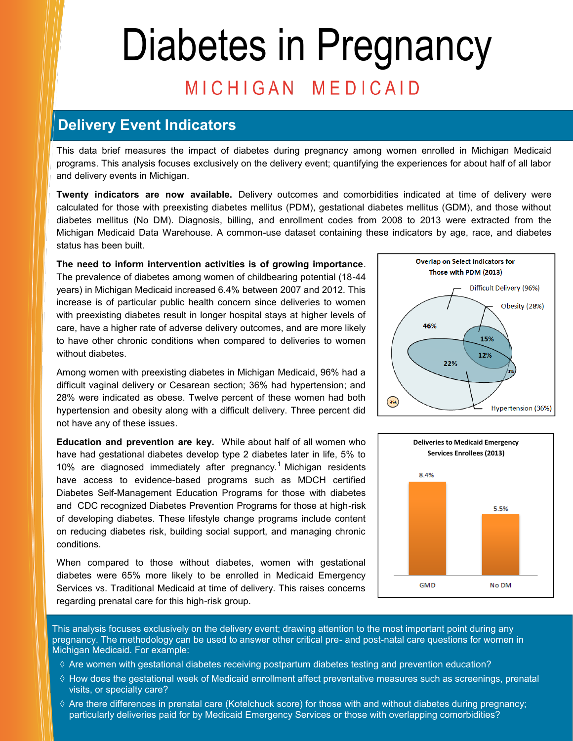# Diabetes in Pregnancy

## MICHIGAN MEDICAID

## Delivery Event Indicators

This data brief measures the impact of diabetes during pregnancy among women enrolled in Michigan Medicaid programs. This analysis focuses exclusively on the delivery event; quantifying the experiences for about half of all labor and delivery events in Michigan.

**Twenty indicators are now available.** Delivery outcomes and comorbidities indicated at time of delivery were calculated for those with preexisting diabetes mellitus (PDM), gestational diabetes mellitus (GDM), and those without diabetes mellitus (No DM). Diagnosis, billing, and enrollment codes from 2008 to 2013 were extracted from the Michigan Medicaid Data Warehouse. A common-use dataset containing these indicators by age, race, and diabetes status has been built.

**The need to inform intervention activities is of growing importance**. The prevalence of diabetes among women of childbearing potential (18-44 years) in Michigan Medicaid increased 6.4% between 2007 and 2012. This increase is of particular public health concern since deliveries to women with preexisting diabetes result in longer hospital stays at higher levels of care, have a higher rate of adverse delivery outcomes, and are more likely to have other chronic conditions when compared to deliveries to women without diabetes.

Among women with preexisting diabetes in Michigan Medicaid, 96% had a difficult vaginal delivery or Cesarean section; 36% had hypertension; and 28% were indicated as obese. Twelve percent of these women had both hypertension and obesity along with a difficult delivery. Three percent did not have any of these issues.

**Overlap on Select Indicators for Those with PDM (2013)**

Difficult Delivery (96%), Obesity (28%), Hypertension (36%): 46%, 22%, 15%, 12%, 1%, 3%

**Education and prevention are key.** While about half of all women who have had gestational diabetes develop type 2 diabetes later in life, 5% to 10% are diagnosed immediately after pregnancy.[1] Michigan residents have access to evidence-based programs such as MDCH certified Diabetes Self-Management Education Programs for those with diabetes and CDC recognized Diabetes Prevention Programs for those at high-risk of developing diabetes. These lifestyle change programs include content on reducing diabetes risk, building social support, and managing chronic conditions.

When compared to those without diabetes, women with gestational diabetes were 65% more likely to be enrolled in Medicaid Emergency Services vs. Traditional Medicaid at time of delivery. This raises concerns regarding prenatal care for this high-risk group.

**Deliveries to Medicaid Emergency Services Enrollees (2013)**

| GMD | No DM |
|---|---|
| 8.4% | 5.5% |

This analysis focuses exclusively on the delivery event; drawing attention to the most important point during any pregnancy. The methodology can be used to answer other critical pre- and post-natal care questions for women in Michigan Medicaid. For example:

- Are women with gestational diabetes receiving postpartum diabetes testing and prevention education?
- How does the gestational week of Medicaid enrollment affect preventative measures such as screenings, prenatal visits, or specialty care?
- Are there differences in prenatal care (Kotelchuck score) for those with and without diabetes during pregnancy; particularly deliveries paid for by Medicaid Emergency Services or those with overlapping comorbidities?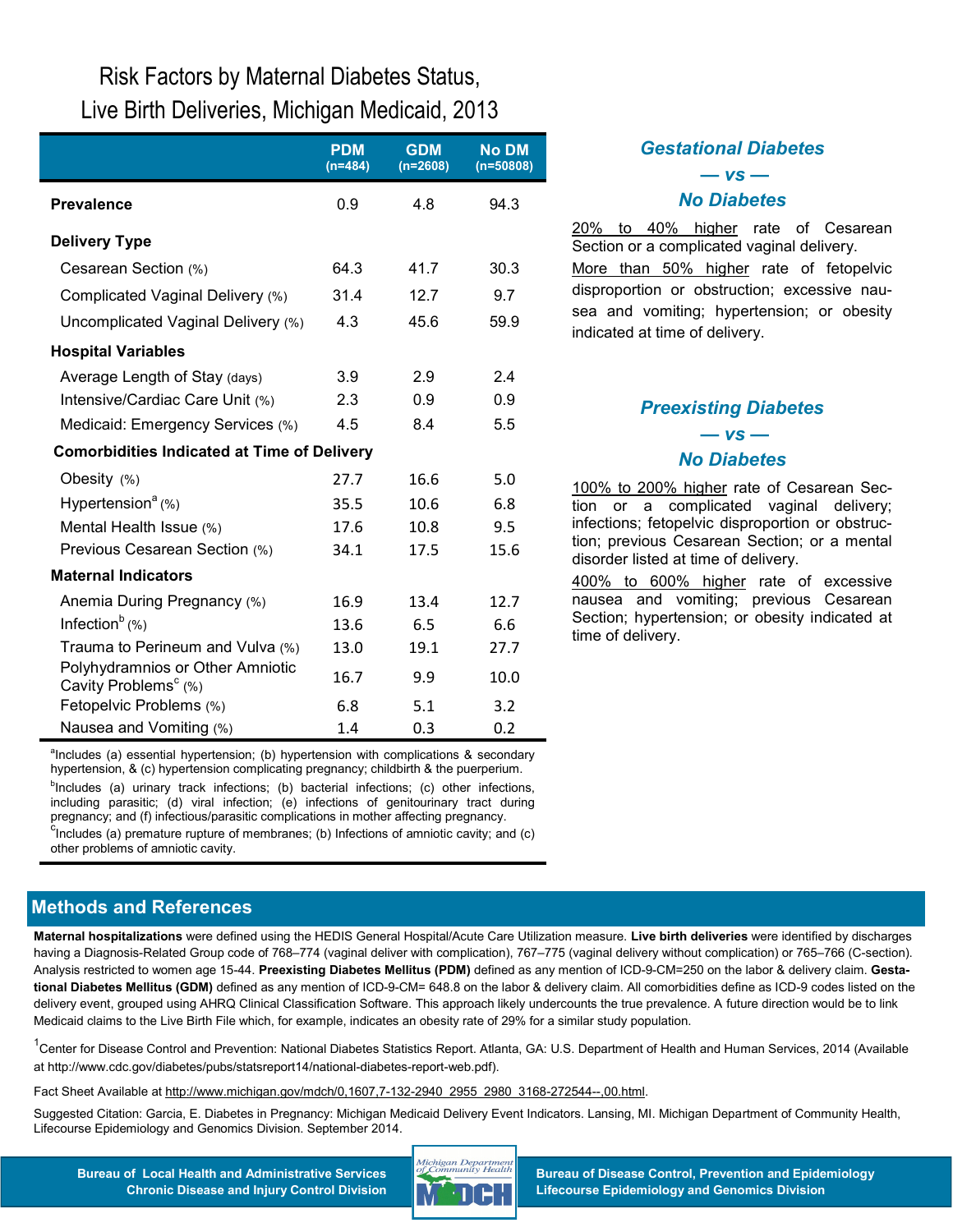# Risk Factors by Maternal Diabetes Status, Live Birth Deliveries, Michigan Medicaid, 2013

| | PDM (n=484) | GDM (n=2608) | No DM (n=50808) |
|---|---|---|---|
| **Prevalence** | 0.9 | 4.8 | 94.3 |
| **Delivery Type** | | | |
| Cesarean Section (%) | 64.3 | 41.7 | 30.3 |
| Complicated Vaginal Delivery (%) | 31.4 | 12.7 | 9.7 |
| Uncomplicated Vaginal Delivery (%) | 4.3 | 45.6 | 59.9 |
| **Hospital Variables** | | | |
| Average Length of Stay (days) | 3.9 | 2.9 | 2.4 |
| Intensive/Cardiac Care Unit (%) | 2.3 | 0.9 | 0.9 |
| Medicaid: Emergency Services (%) | 4.5 | 8.4 | 5.5 |
| **Comorbidities Indicated at Time of Delivery** | | | |
| Obesity (%) | 27.7 | 16.6 | 5.0 |
| Hypertension[a] (%) | 35.5 | 10.6 | 6.8 |
| Mental Health Issue (%) | 17.6 | 10.8 | 9.5 |
| Previous Cesarean Section (%) | 34.1 | 17.5 | 15.6 |
| **Maternal Indicators** | | | |
| Anemia During Pregnancy (%) | 16.9 | 13.4 | 12.7 |
| Infection[b] (%) | 13.6 | 6.5 | 6.6 |
| Trauma to Perineum and Vulva (%) | 13.0 | 19.1 | 27.7 |
| Polyhydramnios or Other Amniotic Cavity Problems[c] (%) | 16.7 | 9.9 | 10.0 |
| Fetopelvic Problems (%) | 6.8 | 5.1 | 3.2 |
| Nausea and Vomiting (%) | 1.4 | 0.3 | 0.2 |

[a]Includes (a) essential hypertension; (b) hypertension with complications & secondary hypertension, & (c) hypertension complicating pregnancy; childbirth & the puerperium.

[b]Includes (a) urinary track infections; (b) bacterial infections; (c) other infections, including parasitic; (d) viral infection; (e) infections of genitourinary tract during pregnancy; and (f) infectious/parasitic complications in mother affecting pregnancy.

[c]Includes (a) premature rupture of membranes; (b) Infections of amniotic cavity; and (c) other problems of amniotic cavity.

### *Gestational Diabetes — vs — No Diabetes*

20% to 40% higher rate of Cesarean Section or a complicated vaginal delivery.

More than 50% higher rate of fetopelvic disproportion or obstruction; excessive nausea and vomiting; hypertension; or obesity indicated at time of delivery.

### *Preexisting Diabetes — vs — No Diabetes*

100% to 200% higher rate of Cesarean Section or a complicated vaginal delivery; infections; fetopelvic disproportion or obstruction; previous Cesarean Section; or a mental disorder listed at time of delivery.

400% to 600% higher rate of excessive nausea and vomiting; previous Cesarean Section; hypertension; or obesity indicated at time of delivery.

## Methods and References

**Maternal hospitalizations** were defined using the HEDIS General Hospital/Acute Care Utilization measure. **Live birth deliveries** were identified by discharges having a Diagnosis-Related Group code of 768–774 (vaginal deliver with complication), 767–775 (vaginal delivery without complication) or 765–766 (C-section). Analysis restricted to women age 15-44. **Preexisting Diabetes Mellitus (PDM)** defined as any mention of ICD-9-CM=250 on the labor & delivery claim. **Gestational Diabetes Mellitus (GDM)** defined as any mention of ICD-9-CM= 648.8 on the labor & delivery claim. All comorbidities define as ICD-9 codes listed on the delivery event, grouped using AHRQ Clinical Classification Software. This approach likely undercounts the true prevalence. A future direction would be to link Medicaid claims to the Live Birth File which, for example, indicates an obesity rate of 29% for a similar study population.

[1]Center for Disease Control and Prevention: National Diabetes Statistics Report. Atlanta, GA: U.S. Department of Health and Human Services, 2014 (Available at http://www.cdc.gov/diabetes/pubs/statsreport14/national-diabetes-report-web.pdf).

Fact Sheet Available at http://www.michigan.gov/mdch/0,1607,7-132-2940_2955_2980_3168-272544--,00.html.

Suggested Citation: Garcia, E. Diabetes in Pregnancy: Michigan Medicaid Delivery Event Indicators. Lansing, MI. Michigan Department of Community Health, Lifecourse Epidemiology and Genomics Division. September 2014.

**Bureau of Local Health and Administrative Services**
**Chronic Disease and Injury Control Division**

Michigan Department of Community Health
MDCH

**Bureau of Disease Control, Prevention and Epidemiology**
**Lifecourse Epidemiology and Genomics Division**